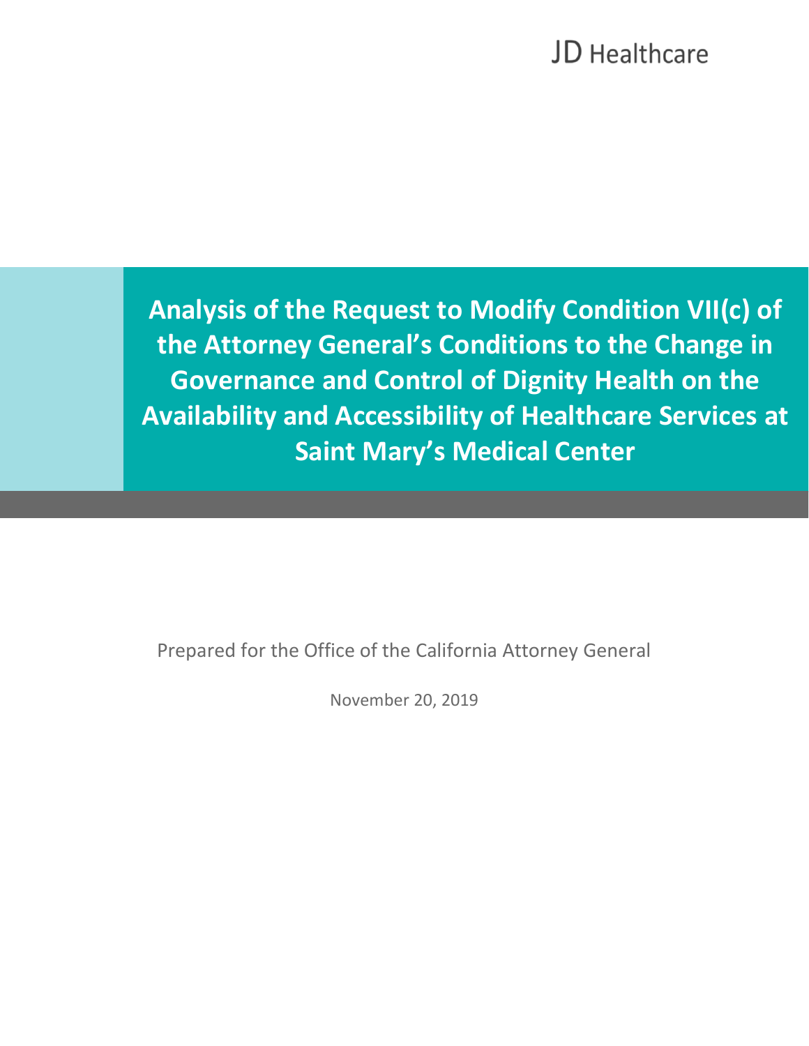JD Healthcare

# Analysis of the Request to Modify Condition VII(c) of the Attorney General's Conditions to the Change in Governance and Control of Dignity Health on the Availability and Accessibility of Healthcare Services at Saint Mary's Medical Center

Prepared for the Office of the California Attorney General

November 20, 2019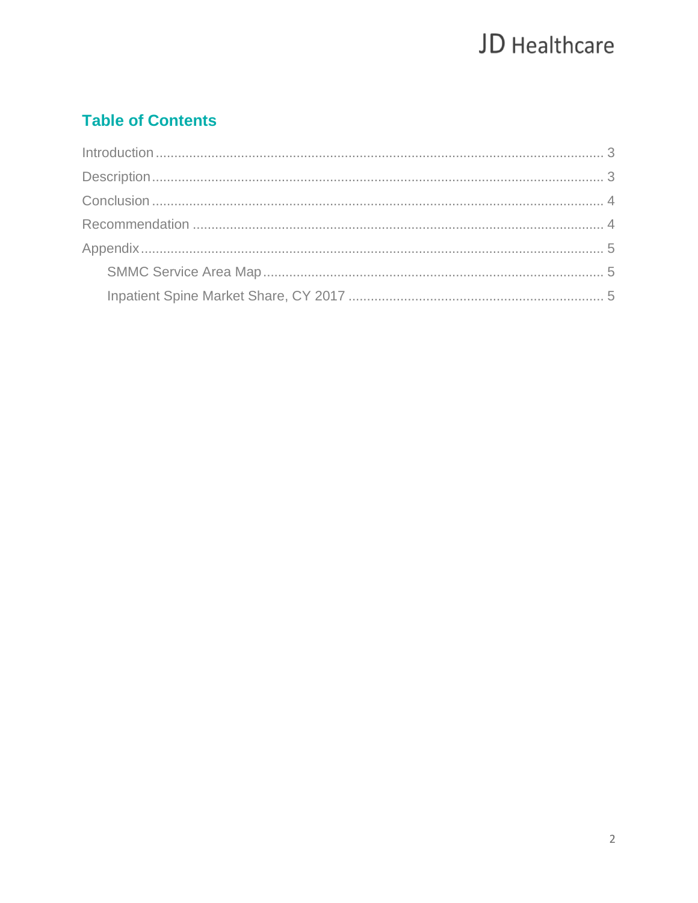## Table of Contents

- Introduction ........ 3
- Description ........ 3
- Conclusion ........ 4
- Recommendation ........ 4
- Appendix ........ 5
  - SMMC Service Area Map ........ 5
  - Inpatient Spine Market Share, CY 2017 ........ 5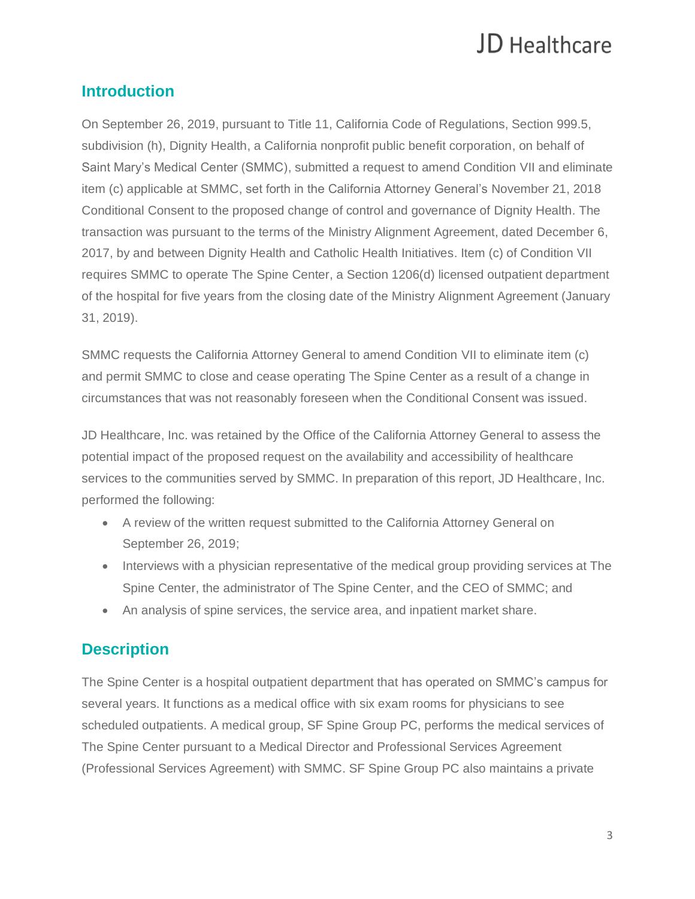## Introduction

On September 26, 2019, pursuant to Title 11, California Code of Regulations, Section 999.5, subdivision (h), Dignity Health, a California nonprofit public benefit corporation, on behalf of Saint Mary's Medical Center (SMMC), submitted a request to amend Condition VII and eliminate item (c) applicable at SMMC, set forth in the California Attorney General's November 21, 2018 Conditional Consent to the proposed change of control and governance of Dignity Health. The transaction was pursuant to the terms of the Ministry Alignment Agreement, dated December 6, 2017, by and between Dignity Health and Catholic Health Initiatives. Item (c) of Condition VII requires SMMC to operate The Spine Center, a Section 1206(d) licensed outpatient department of the hospital for five years from the closing date of the Ministry Alignment Agreement (January 31, 2019).

SMMC requests the California Attorney General to amend Condition VII to eliminate item (c) and permit SMMC to close and cease operating The Spine Center as a result of a change in circumstances that was not reasonably foreseen when the Conditional Consent was issued.

JD Healthcare, Inc. was retained by the Office of the California Attorney General to assess the potential impact of the proposed request on the availability and accessibility of healthcare services to the communities served by SMMC. In preparation of this report, JD Healthcare, Inc. performed the following:

- A review of the written request submitted to the California Attorney General on September 26, 2019;
- Interviews with a physician representative of the medical group providing services at The Spine Center, the administrator of The Spine Center, and the CEO of SMMC; and
- An analysis of spine services, the service area, and inpatient market share.

## Description

The Spine Center is a hospital outpatient department that has operated on SMMC's campus for several years. It functions as a medical office with six exam rooms for physicians to see scheduled outpatients. A medical group, SF Spine Group PC, performs the medical services of The Spine Center pursuant to a Medical Director and Professional Services Agreement (Professional Services Agreement) with SMMC. SF Spine Group PC also maintains a private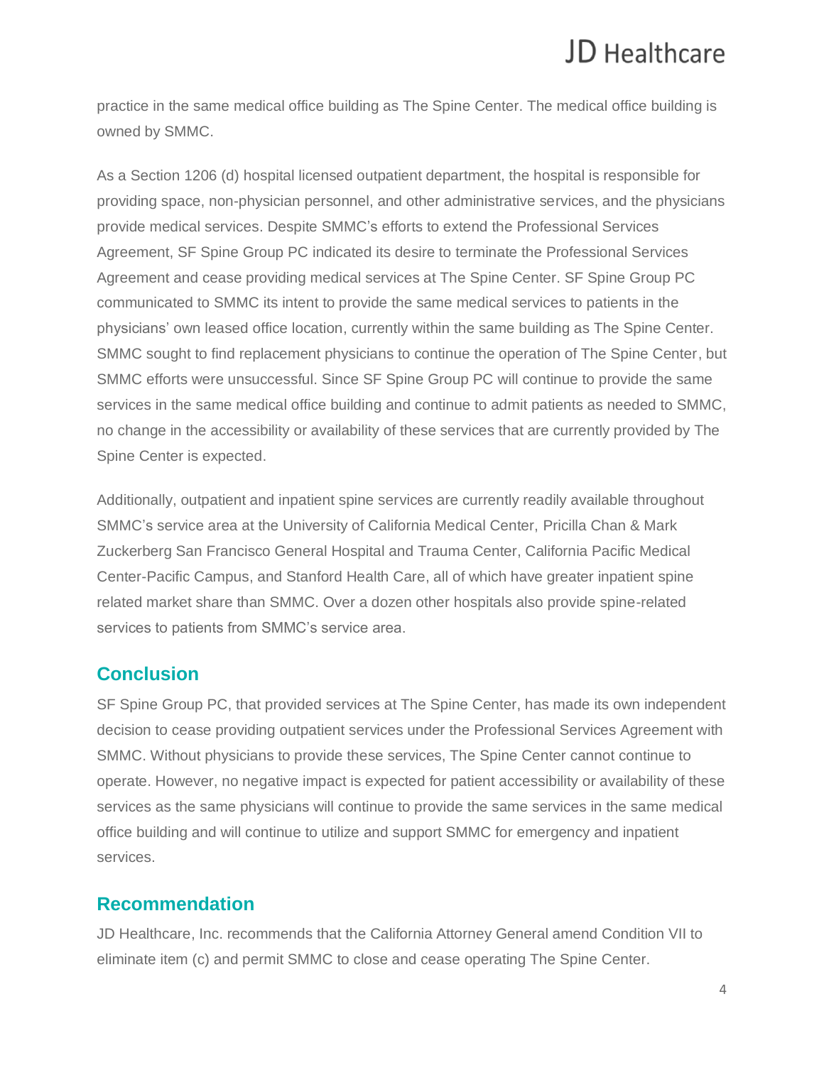practice in the same medical office building as The Spine Center. The medical office building is owned by SMMC.

As a Section 1206 (d) hospital licensed outpatient department, the hospital is responsible for providing space, non-physician personnel, and other administrative services, and the physicians provide medical services. Despite SMMC's efforts to extend the Professional Services Agreement, SF Spine Group PC indicated its desire to terminate the Professional Services Agreement and cease providing medical services at The Spine Center. SF Spine Group PC communicated to SMMC its intent to provide the same medical services to patients in the physicians' own leased office location, currently within the same building as The Spine Center. SMMC sought to find replacement physicians to continue the operation of The Spine Center, but SMMC efforts were unsuccessful. Since SF Spine Group PC will continue to provide the same services in the same medical office building and continue to admit patients as needed to SMMC, no change in the accessibility or availability of these services that are currently provided by The Spine Center is expected.

Additionally, outpatient and inpatient spine services are currently readily available throughout SMMC's service area at the University of California Medical Center, Pricilla Chan & Mark Zuckerberg San Francisco General Hospital and Trauma Center, California Pacific Medical Center-Pacific Campus, and Stanford Health Care, all of which have greater inpatient spine related market share than SMMC. Over a dozen other hospitals also provide spine-related services to patients from SMMC's service area.

## Conclusion

SF Spine Group PC, that provided services at The Spine Center, has made its own independent decision to cease providing outpatient services under the Professional Services Agreement with SMMC. Without physicians to provide these services, The Spine Center cannot continue to operate. However, no negative impact is expected for patient accessibility or availability of these services as the same physicians will continue to provide the same services in the same medical office building and will continue to utilize and support SMMC for emergency and inpatient services.

## Recommendation

JD Healthcare, Inc. recommends that the California Attorney General amend Condition VII to eliminate item (c) and permit SMMC to close and cease operating The Spine Center.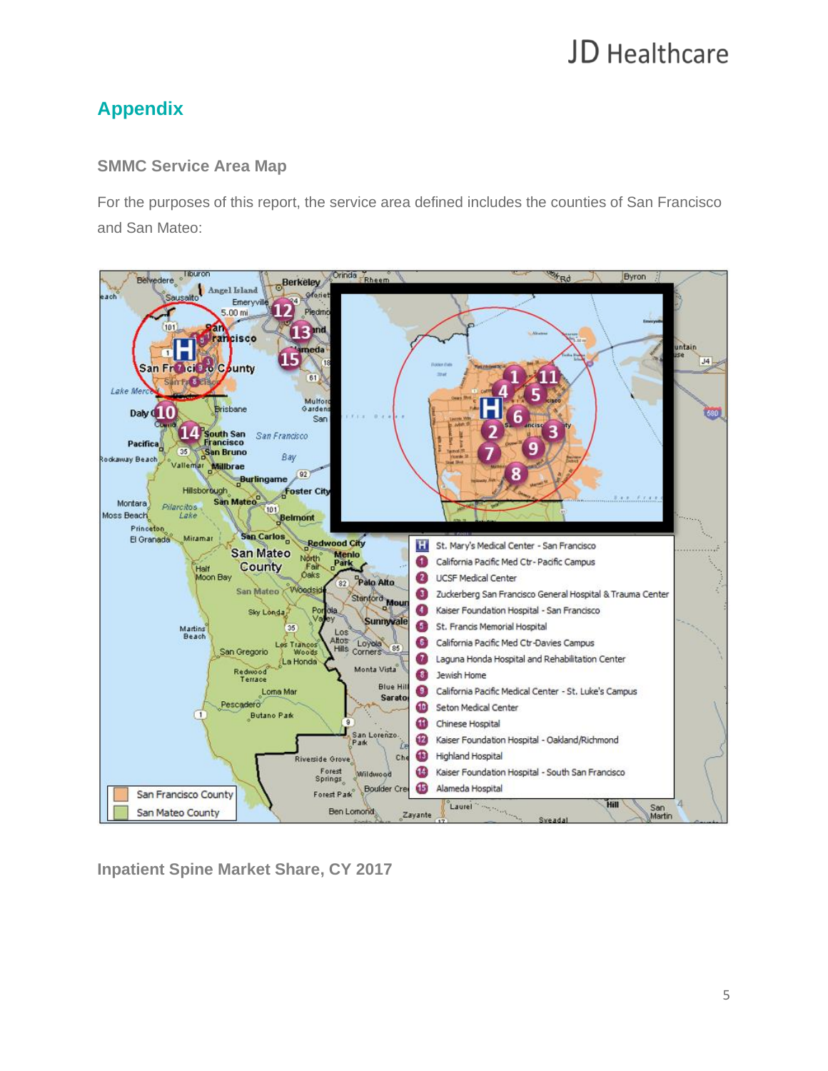## Appendix

### SMMC Service Area Map

For the purposes of this report, the service area defined includes the counties of San Francisco and San Mateo:

- H: St. Mary's Medical Center - San Francisco
- 1: California Pacific Med Ctr- Pacific Campus
- 2: UCSF Medical Center
- 3: Zuckerberg San Francisco General Hospital & Trauma Center
- 4: Kaiser Foundation Hospital - San Francisco
- 5: St. Francis Memorial Hospital
- 6: California Pacific Med Ctr-Davies Campus
- 7: Laguna Honda Hospital and Rehabilitation Center
- 8: Jewish Home
- 9: California Pacific Medical Center - St. Luke's Campus
- 10: Seton Medical Center
- 11: Chinese Hospital
- 12: Kaiser Foundation Hospital - Oakland/Richmond
- 13: Highland Hospital
- 14: Kaiser Foundation Hospital - South San Francisco
- 15: Alameda Hospital

Legend: San Francisco County; San Mateo County

### Inpatient Spine Market Share, CY 2017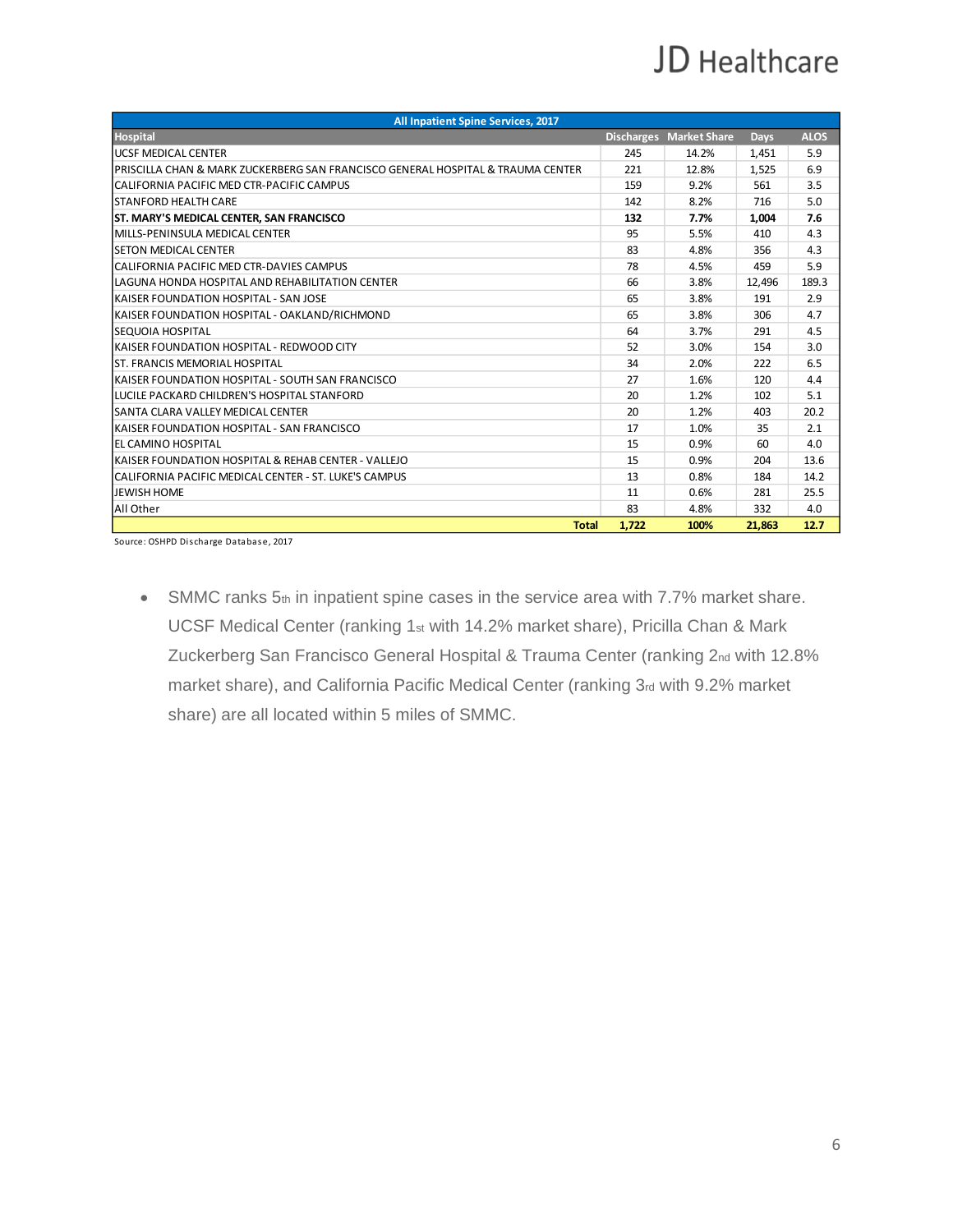| All Inpatient Spine Services, 2017 | | | | |
|---|---|---|---|---|
| **Hospital** | **Discharges** | **Market Share** | **Days** | **ALOS** |
| UCSF MEDICAL CENTER | 245 | 14.2% | 1,451 | 5.9 |
| PRISCILLA CHAN & MARK ZUCKERBERG SAN FRANCISCO GENERAL HOSPITAL & TRAUMA CENTER | 221 | 12.8% | 1,525 | 6.9 |
| CALIFORNIA PACIFIC MED CTR-PACIFIC CAMPUS | 159 | 9.2% | 561 | 3.5 |
| STANFORD HEALTH CARE | 142 | 8.2% | 716 | 5.0 |
| **ST. MARY'S MEDICAL CENTER, SAN FRANCISCO** | **132** | **7.7%** | **1,004** | **7.6** |
| MILLS-PENINSULA MEDICAL CENTER | 95 | 5.5% | 410 | 4.3 |
| SETON MEDICAL CENTER | 83 | 4.8% | 356 | 4.3 |
| CALIFORNIA PACIFIC MED CTR-DAVIES CAMPUS | 78 | 4.5% | 459 | 5.9 |
| LAGUNA HONDA HOSPITAL AND REHABILITATION CENTER | 66 | 3.8% | 12,496 | 189.3 |
| KAISER FOUNDATION HOSPITAL - SAN JOSE | 65 | 3.8% | 191 | 2.9 |
| KAISER FOUNDATION HOSPITAL - OAKLAND/RICHMOND | 65 | 3.8% | 306 | 4.7 |
| SEQUOIA HOSPITAL | 64 | 3.7% | 291 | 4.5 |
| KAISER FOUNDATION HOSPITAL - REDWOOD CITY | 52 | 3.0% | 154 | 3.0 |
| ST. FRANCIS MEMORIAL HOSPITAL | 34 | 2.0% | 222 | 6.5 |
| KAISER FOUNDATION HOSPITAL - SOUTH SAN FRANCISCO | 27 | 1.6% | 120 | 4.4 |
| LUCILE PACKARD CHILDREN'S HOSPITAL STANFORD | 20 | 1.2% | 102 | 5.1 |
| SANTA CLARA VALLEY MEDICAL CENTER | 20 | 1.2% | 403 | 20.2 |
| KAISER FOUNDATION HOSPITAL - SAN FRANCISCO | 17 | 1.0% | 35 | 2.1 |
| EL CAMINO HOSPITAL | 15 | 0.9% | 60 | 4.0 |
| KAISER FOUNDATION HOSPITAL & REHAB CENTER - VALLEJO | 15 | 0.9% | 204 | 13.6 |
| CALIFORNIA PACIFIC MEDICAL CENTER - ST. LUKE'S CAMPUS | 13 | 0.8% | 184 | 14.2 |
| JEWISH HOME | 11 | 0.6% | 281 | 25.5 |
| All Other | 83 | 4.8% | 332 | 4.0 |
| **Total** | **1,722** | **100%** | **21,863** | **12.7** |

Source: OSHPD Discharge Database, 2017

- SMMC ranks 5th in inpatient spine cases in the service area with 7.7% market share. UCSF Medical Center (ranking 1st with 14.2% market share), Pricilla Chan & Mark Zuckerberg San Francisco General Hospital & Trauma Center (ranking 2nd with 12.8% market share), and California Pacific Medical Center (ranking 3rd with 9.2% market share) are all located within 5 miles of SMMC.